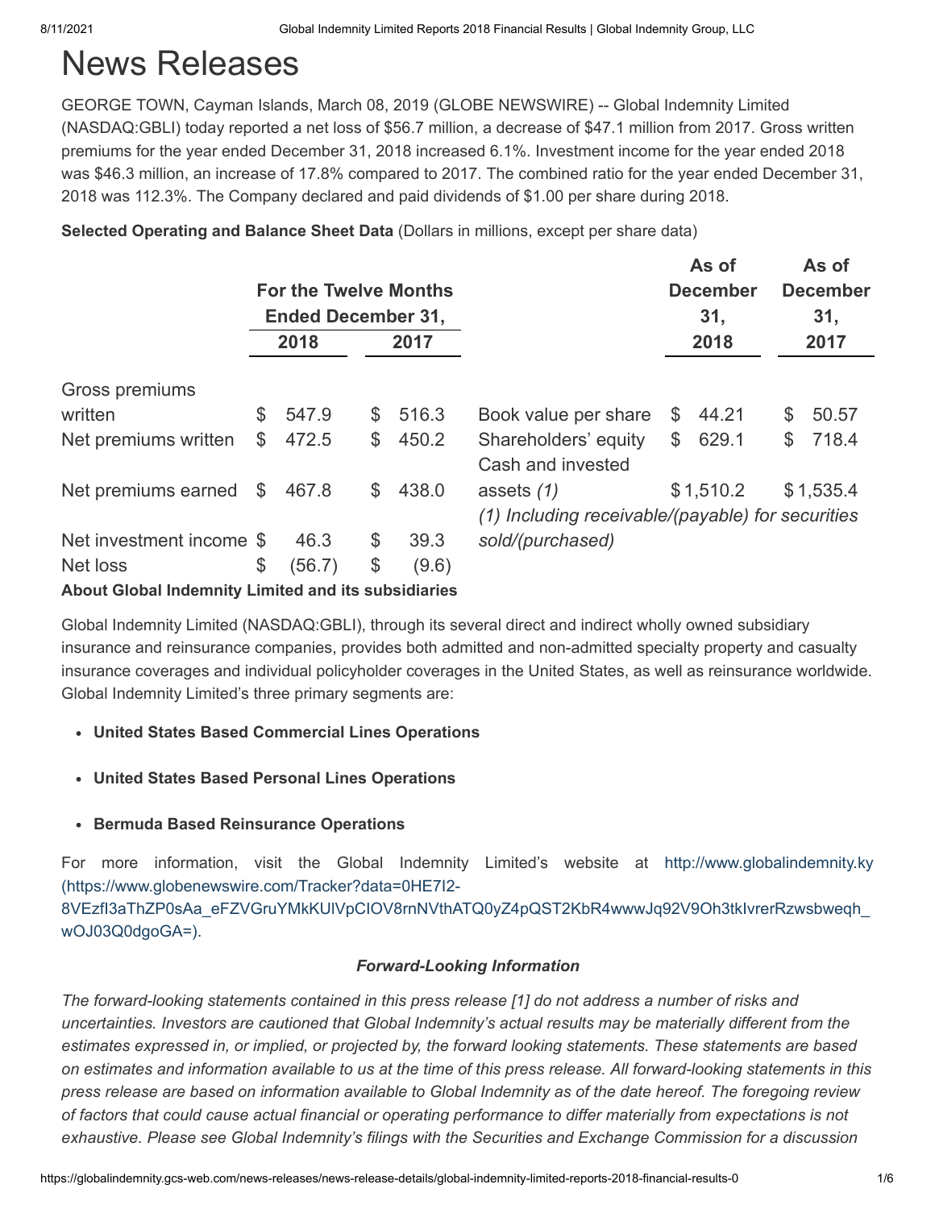# News Releases

GEORGE TOWN, Cayman Islands, March 08, 2019 (GLOBE NEWSWIRE) -- Global Indemnity Limited (NASDAQ:GBLI) today reported a net loss of $56.7 million, a decrease of $47.1 million from 2017. Gross written premiums for the year ended December 31, 2018 increased 6.1%. Investment income for the year ended 2018 was $46.3 million, an increase of 17.8% compared to 2017. The combined ratio for the year ended December 31, 2018 was 112.3%. The Company declared and paid dividends of $1.00 per share during 2018.

**Selected Operating and Balance Sheet Data** (Dollars in millions, except per share data)

| | For the Twelve Months Ended December 31, | | | As of December 31, | As of December 31, |
|---|---|---|---|---|---|
| | 2018 | 2017 | | 2018 | 2017 |
| Gross premiums written | $ 547.9 | $ 516.3 | Book value per share | $ 44.21 | $ 50.57 |
| Net premiums written | $ 472.5 | $ 450.2 | Shareholders' equity | $ 629.1 | $ 718.4 |
| Net premiums earned | $ 467.8 | $ 438.0 | Cash and invested assets *(1)* | $ 1,510.2 | $ 1,535.4 |
| Net investment income | $ 46.3 | $ 39.3 | | | |
| Net loss | $ (56.7) | $ (9.6) | | | |

*(1) Including receivable/(payable) for securities sold/(purchased)*

**About Global Indemnity Limited and its subsidiaries**

Global Indemnity Limited (NASDAQ:GBLI), through its several direct and indirect wholly owned subsidiary insurance and reinsurance companies, provides both admitted and non-admitted specialty property and casualty insurance coverages and individual policyholder coverages in the United States, as well as reinsurance worldwide. Global Indemnity Limited's three primary segments are:

- **United States Based Commercial Lines Operations**
- **United States Based Personal Lines Operations**
- **Bermuda Based Reinsurance Operations**

For more information, visit the Global Indemnity Limited's website at http://www.globalindemnity.ky (https://www.globenewswire.com/Tracker?data=0HE7I2-8VEzfI3aThZP0sAa_eFZVGruYMkKUlVpCIOV8rnNVthATQ0yZ4pQST2KbR4wwwJq92V9Oh3tkIvrerRzwsbweqh_wOJ03Q0dgoGA=).

***Forward-Looking Information***

*The forward-looking statements contained in this press release [1] do not address a number of risks and uncertainties. Investors are cautioned that Global Indemnity's actual results may be materially different from the estimates expressed in, or implied, or projected by, the forward looking statements. These statements are based on estimates and information available to us at the time of this press release. All forward-looking statements in this press release are based on information available to Global Indemnity as of the date hereof. The foregoing review of factors that could cause actual financial or operating performance to differ materially from expectations is not exhaustive. Please see Global Indemnity's filings with the Securities and Exchange Commission for a discussion*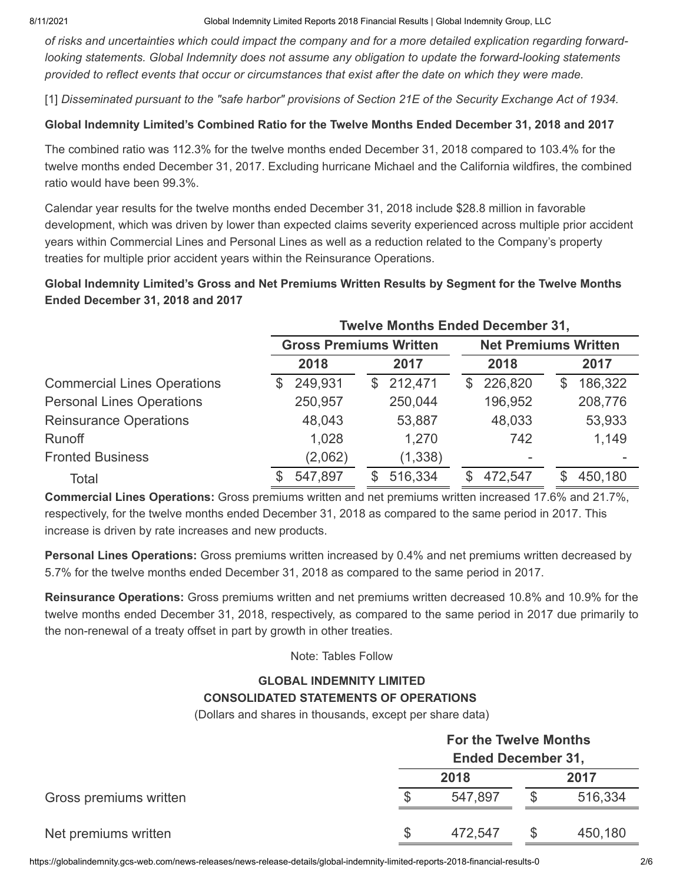*of risks and uncertainties which could impact the company and for a more detailed explication regarding forward-looking statements. Global Indemnity does not assume any obligation to update the forward-looking statements provided to reflect events that occur or circumstances that exist after the date on which they were made.*

[1] *Disseminated pursuant to the "safe harbor" provisions of Section 21E of the Security Exchange Act of 1934.*

**Global Indemnity Limited's Combined Ratio for the Twelve Months Ended December 31, 2018 and 2017**

The combined ratio was 112.3% for the twelve months ended December 31, 2018 compared to 103.4% for the twelve months ended December 31, 2017. Excluding hurricane Michael and the California wildfires, the combined ratio would have been 99.3%.

Calendar year results for the twelve months ended December 31, 2018 include $28.8 million in favorable development, which was driven by lower than expected claims severity experienced across multiple prior accident years within Commercial Lines and Personal Lines as well as a reduction related to the Company's property treaties for multiple prior accident years within the Reinsurance Operations.

**Global Indemnity Limited's Gross and Net Premiums Written Results by Segment for the Twelve Months Ended December 31, 2018 and 2017**

| | Twelve Months Ended December 31, | | | |
|---|---|---|---|---|
| | Gross Premiums Written | | Net Premiums Written | |
| | 2018 | 2017 | 2018 | 2017 |
| Commercial Lines Operations | $ 249,931 | $ 212,471 | $ 226,820 | $ 186,322 |
| Personal Lines Operations | 250,957 | 250,044 | 196,952 | 208,776 |
| Reinsurance Operations | 48,043 | 53,887 | 48,033 | 53,933 |
| Runoff | 1,028 | 1,270 | 742 | 1,149 |
| Fronted Business | (2,062) | (1,338) | - | - |
| Total | $ 547,897 | $ 516,334 | $ 472,547 | $ 450,180 |

**Commercial Lines Operations:** Gross premiums written and net premiums written increased 17.6% and 21.7%, respectively, for the twelve months ended December 31, 2018 as compared to the same period in 2017. This increase is driven by rate increases and new products.

**Personal Lines Operations:** Gross premiums written increased by 0.4% and net premiums written decreased by 5.7% for the twelve months ended December 31, 2018 as compared to the same period in 2017.

**Reinsurance Operations:** Gross premiums written and net premiums written decreased 10.8% and 10.9% for the twelve months ended December 31, 2018, respectively, as compared to the same period in 2017 due primarily to the non-renewal of a treaty offset in part by growth in other treaties.

Note: Tables Follow

**GLOBAL INDEMNITY LIMITED**

**CONSOLIDATED STATEMENTS OF OPERATIONS**

(Dollars and shares in thousands, except per share data)

| | For the Twelve Months Ended December 31, | |
|---|---|---|
| | 2018 | 2017 |
| Gross premiums written | $ 547,897 | $ 516,334 |
| Net premiums written | $ 472,547 | $ 450,180 |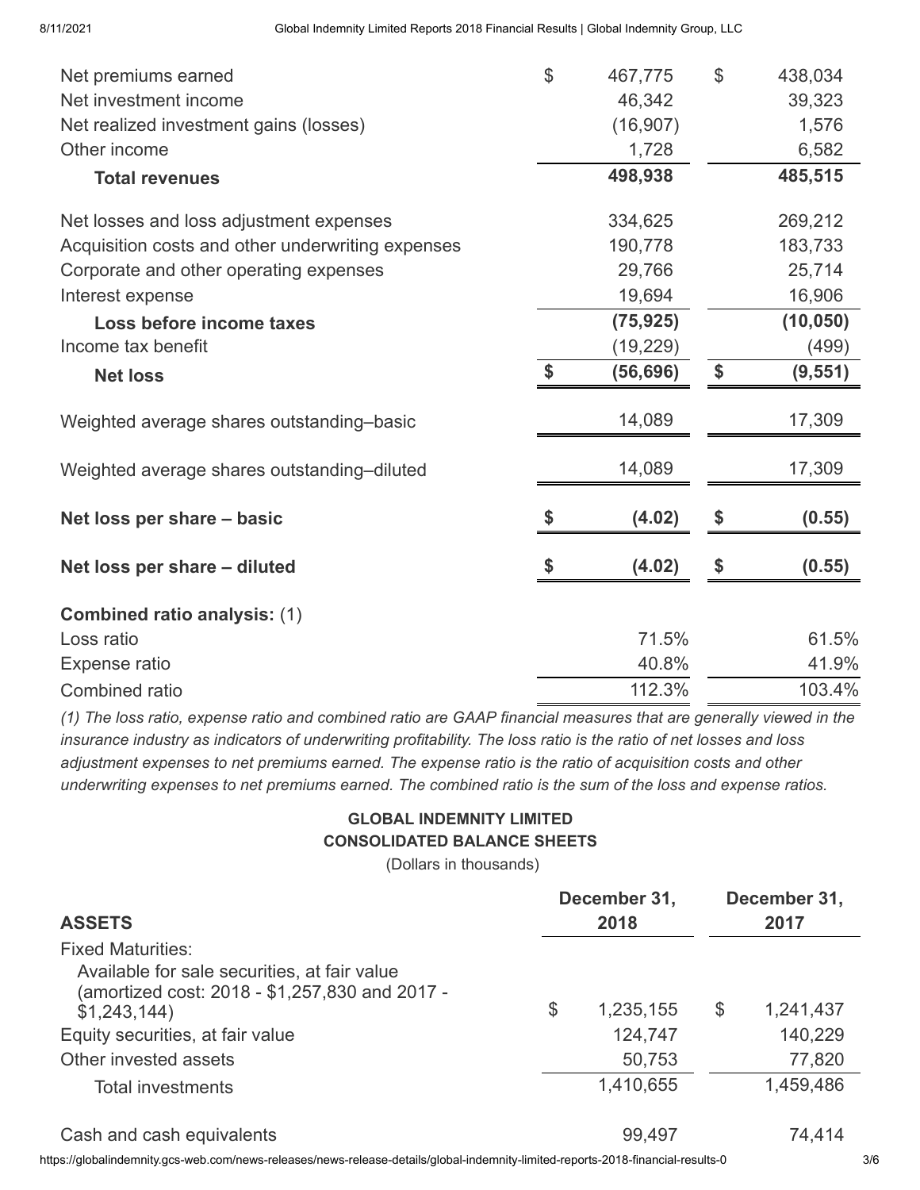| | | |
|---|---|---|
| Net premiums earned | $ 467,775 | $ 438,034 |
| Net investment income | 46,342 | 39,323 |
| Net realized investment gains (losses) | (16,907) | 1,576 |
| Other income | 1,728 | 6,582 |
| **Total revenues** | **498,938** | **485,515** |
| | | |
| Net losses and loss adjustment expenses | 334,625 | 269,212 |
| Acquisition costs and other underwriting expenses | 190,778 | 183,733 |
| Corporate and other operating expenses | 29,766 | 25,714 |
| Interest expense | 19,694 | 16,906 |
| **Loss before income taxes** | **(75,925)** | **(10,050)** |
| Income tax benefit | (19,229) | (499) |
| **Net loss** | **$ (56,696)** | **$ (9,551)** |
| | | |
| Weighted average shares outstanding–basic | 14,089 | 17,309 |
| | | |
| Weighted average shares outstanding–diluted | 14,089 | 17,309 |
| | | |
| **Net loss per share – basic** | **$ (4.02)** | **$ (0.55)** |
| | | |
| **Net loss per share – diluted** | **$ (4.02)** | **$ (0.55)** |
| | | |
| **Combined ratio analysis:** (1) | | |
| Loss ratio | 71.5% | 61.5% |
| Expense ratio | 40.8% | 41.9% |
| Combined ratio | 112.3% | 103.4% |

*(1) The loss ratio, expense ratio and combined ratio are GAAP financial measures that are generally viewed in the insurance industry as indicators of underwriting profitability. The loss ratio is the ratio of net losses and loss adjustment expenses to net premiums earned. The expense ratio is the ratio of acquisition costs and other underwriting expenses to net premiums earned. The combined ratio is the sum of the loss and expense ratios.*

**GLOBAL INDEMNITY LIMITED**
**CONSOLIDATED BALANCE SHEETS**
(Dollars in thousands)

| **ASSETS** | **December 31, 2018** | **December 31, 2017** |
|---|---|---|
| Fixed Maturities: | | |
| Available for sale securities, at fair value (amortized cost: 2018 - $1,257,830 and 2017 - $1,243,144) | $ 1,235,155 | $ 1,241,437 |
| Equity securities, at fair value | 124,747 | 140,229 |
| Other invested assets | 50,753 | 77,820 |
| Total investments | 1,410,655 | 1,459,486 |
| | | |
| Cash and cash equivalents | 99,497 | 74,414 |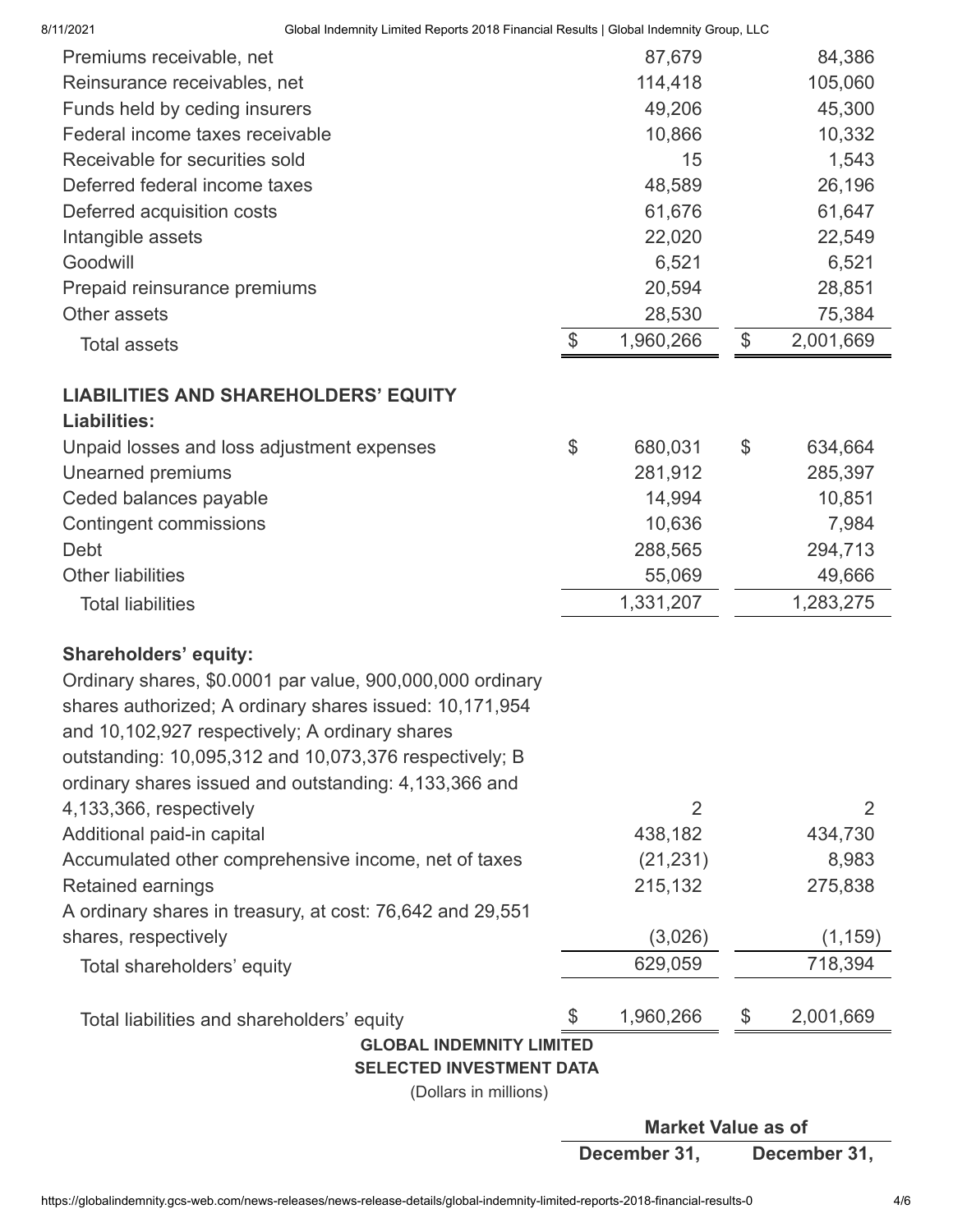| | | |
|---|---|---|
| Premiums receivable, net | 87,679 | 84,386 |
| Reinsurance receivables, net | 114,418 | 105,060 |
| Funds held by ceding insurers | 49,206 | 45,300 |
| Federal income taxes receivable | 10,866 | 10,332 |
| Receivable for securities sold | 15 | 1,543 |
| Deferred federal income taxes | 48,589 | 26,196 |
| Deferred acquisition costs | 61,676 | 61,647 |
| Intangible assets | 22,020 | 22,549 |
| Goodwill | 6,521 | 6,521 |
| Prepaid reinsurance premiums | 20,594 | 28,851 |
| Other assets | 28,530 | 75,384 |
| Total assets | $ 1,960,266 | $ 2,001,669 |
| | | |
| **LIABILITIES AND SHAREHOLDERS' EQUITY** | | |
| **Liabilities:** | | |
| Unpaid losses and loss adjustment expenses | $ 680,031 | $ 634,664 |
| Unearned premiums | 281,912 | 285,397 |
| Ceded balances payable | 14,994 | 10,851 |
| Contingent commissions | 10,636 | 7,984 |
| Debt | 288,565 | 294,713 |
| Other liabilities | 55,069 | 49,666 |
| Total liabilities | 1,331,207 | 1,283,275 |
| | | |
| **Shareholders' equity:** | | |
| Ordinary shares, $0.0001 par value, 900,000,000 ordinary shares authorized; A ordinary shares issued: 10,171,954 and 10,102,927 respectively; A ordinary shares outstanding: 10,095,312 and 10,073,376 respectively; B ordinary shares issued and outstanding: 4,133,366 and 4,133,366, respectively | 2 | 2 |
| Additional paid-in capital | 438,182 | 434,730 |
| Accumulated other comprehensive income, net of taxes | (21,231) | 8,983 |
| Retained earnings | 215,132 | 275,838 |
| A ordinary shares in treasury, at cost: 76,642 and 29,551 shares, respectively | (3,026) | (1,159) |
| Total shareholders' equity | 629,059 | 718,394 |
| | | |
| Total liabilities and shareholders' equity | $ 1,960,266 | $ 2,001,669 |

**GLOBAL INDEMNITY LIMITED**
**SELECTED INVESTMENT DATA**
(Dollars in millions)

| | Market Value as of | |
|---|---|---|
| | December 31, | December 31, |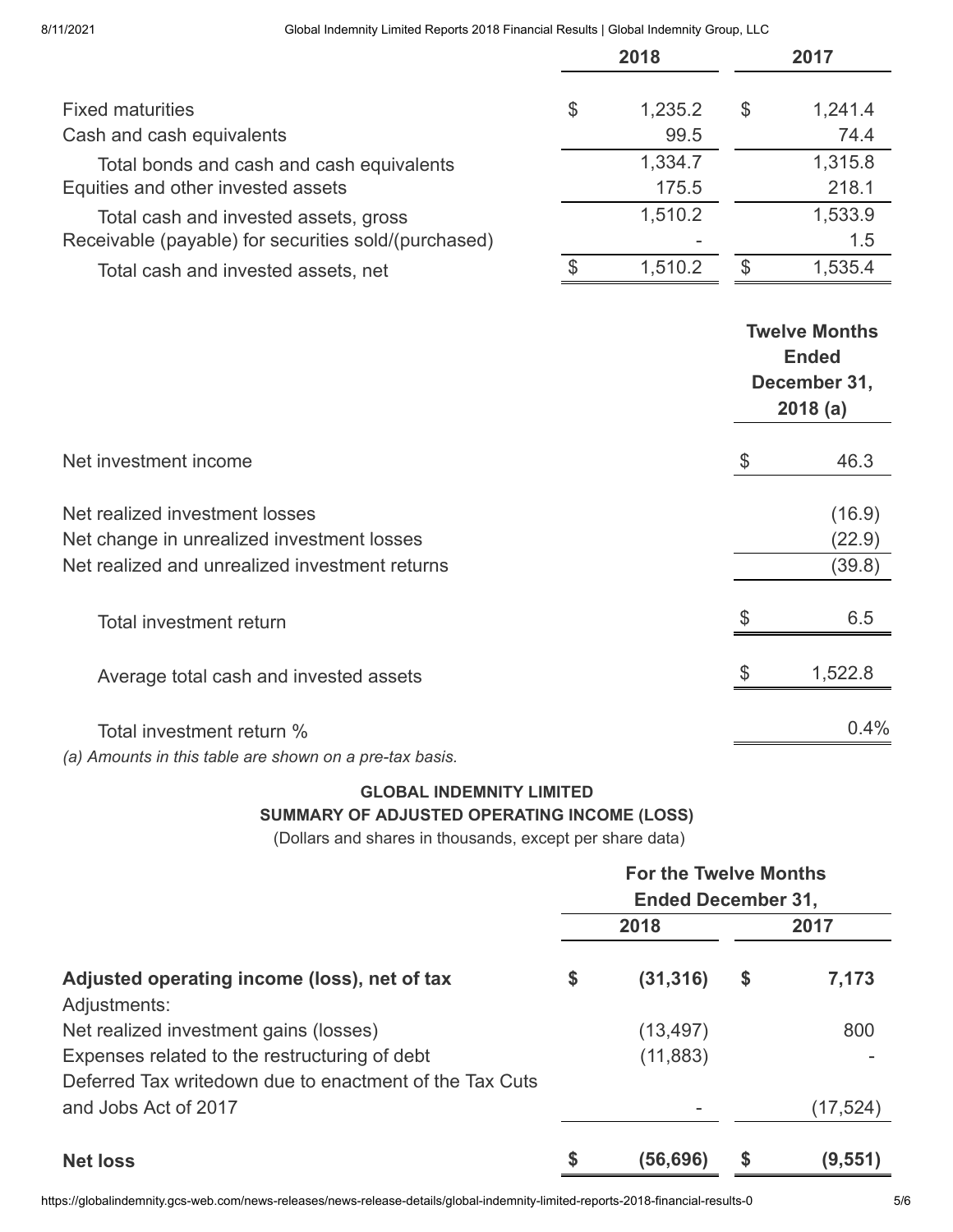| | 2018 | 2017 |
|---|---|---|
| Fixed maturities | $ 1,235.2 | $ 1,241.4 |
| Cash and cash equivalents | 99.5 | 74.4 |
| Total bonds and cash and cash equivalents | 1,334.7 | 1,315.8 |
| Equities and other invested assets | 175.5 | 218.1 |
| Total cash and invested assets, gross | 1,510.2 | 1,533.9 |
| Receivable (payable) for securities sold/(purchased) | - | 1.5 |
| Total cash and invested assets, net | $ 1,510.2 | $ 1,535.4 |

| | Twelve Months Ended December 31, 2018 (a) |
|---|---|
| Net investment income | $ 46.3 |
| Net realized investment losses | (16.9) |
| Net change in unrealized investment losses | (22.9) |
| Net realized and unrealized investment returns | (39.8) |
| Total investment return | $ 6.5 |
| Average total cash and invested assets | $ 1,522.8 |
| Total investment return % | 0.4% |

*(a) Amounts in this table are shown on a pre-tax basis.*

**GLOBAL INDEMNITY LIMITED**

**SUMMARY OF ADJUSTED OPERATING INCOME (LOSS)**

(Dollars and shares in thousands, except per share data)

| | For the Twelve Months Ended December 31, | |
|---|---|---|
| | 2018 | 2017 |
| **Adjusted operating income (loss), net of tax** | **$ (31,316)** | **$ 7,173** |
| Adjustments: | | |
| Net realized investment gains (losses) | (13,497) | 800 |
| Expenses related to the restructuring of debt | (11,883) | - |
| Deferred Tax writedown due to enactment of the Tax Cuts and Jobs Act of 2017 | - | (17,524) |
| **Net loss** | **$ (56,696)** | **$ (9,551)** |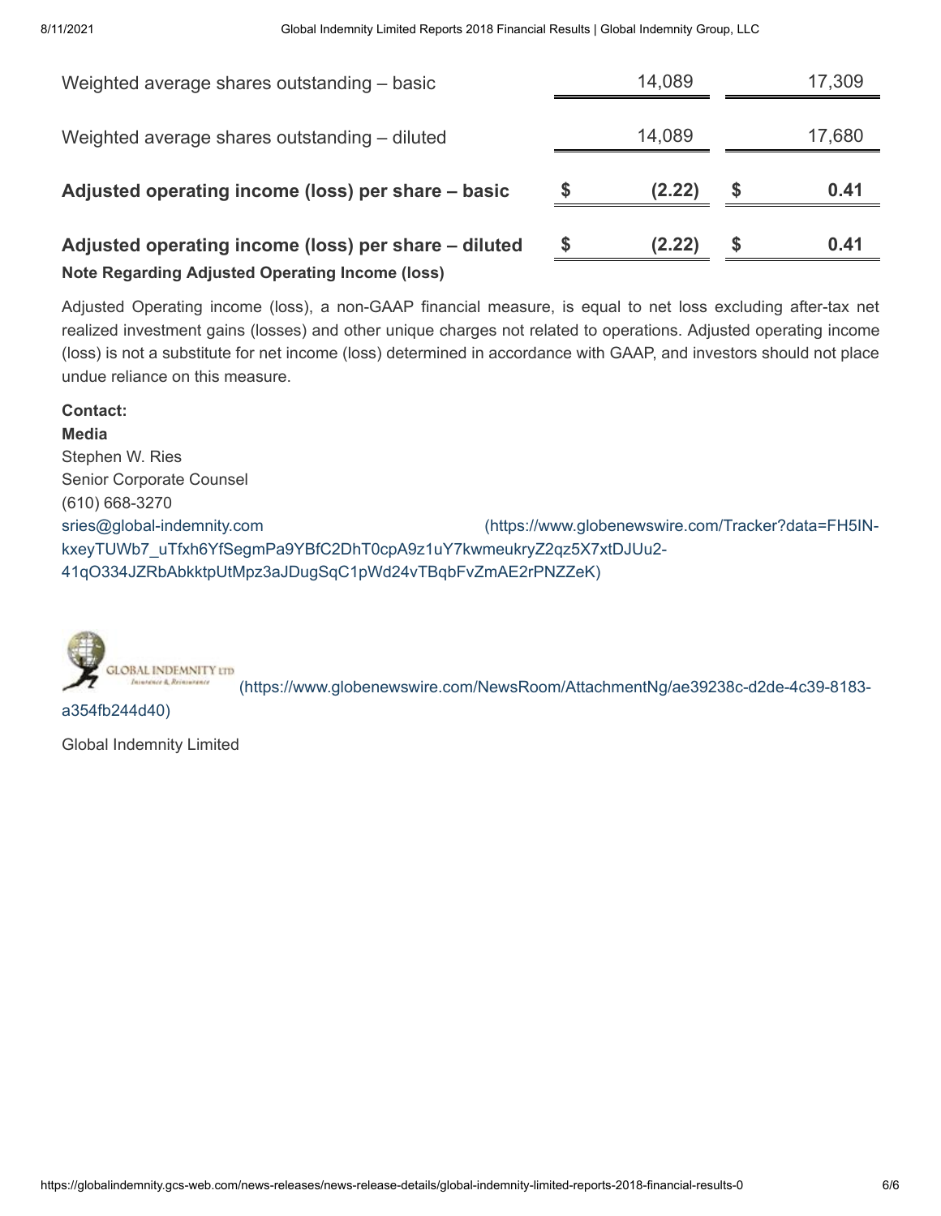| | | |
|---|---|---|
| Weighted average shares outstanding – basic | 14,089 | 17,309 |
| Weighted average shares outstanding – diluted | 14,089 | 17,680 |
| **Adjusted operating income (loss) per share – basic** | **$ (2.22)** | **$ 0.41** |
| **Adjusted operating income (loss) per share – diluted** | **$ (2.22)** | **$ 0.41** |

**Note Regarding Adjusted Operating Income (loss)**

Adjusted Operating income (loss), a non-GAAP financial measure, is equal to net loss excluding after-tax net realized investment gains (losses) and other unique charges not related to operations. Adjusted operating income (loss) is not a substitute for net income (loss) determined in accordance with GAAP, and investors should not place undue reliance on this measure.

**Contact:**
**Media**
Stephen W. Ries
Senior Corporate Counsel
(610) 668-3270
sries@global-indemnity.com (https://www.globenewswire.com/Tracker?data=FH5IN-kxeyTUWb7_uTfxh6YfSegmPa9YBfC2DhT0cpA9z1uY7kwmeukryZ2qz5X7xtDJUu2-41qO334JZRbAbkktpUtMpz3aJDugSqC1pWd24vTBqbFvZmAE2rPNZZeK)

GLOBAL INDEMNITY LTD
Insurance & Reinsurance
(https://www.globenewswire.com/NewsRoom/AttachmentNg/ae39238c-d2de-4c39-8183-a354fb244d40)

Global Indemnity Limited